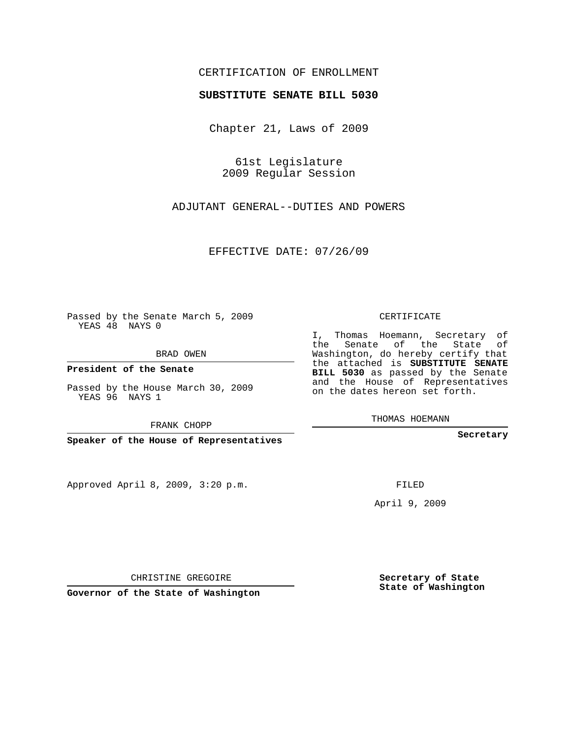CERTIFICATION OF ENROLLMENT

**SUBSTITUTE SENATE BILL 5030**

Chapter 21, Laws of 2009

61st Legislature
2009 Regular Session

ADJUTANT GENERAL--DUTIES AND POWERS

EFFECTIVE DATE: 07/26/09

Passed by the Senate March 5, 2009
YEAS 48 NAYS 0

BRAD OWEN

**President of the Senate**

Passed by the House March 30, 2009
YEAS 96 NAYS 1

FRANK CHOPP

**Speaker of the House of Representatives**

Approved April 8, 2009, 3:20 p.m.

CHRISTINE GREGOIRE

**Governor of the State of Washington**

CERTIFICATE

I, Thomas Hoemann, Secretary of the Senate of the State of Washington, do hereby certify that the attached is **SUBSTITUTE SENATE BILL 5030** as passed by the Senate and the House of Representatives on the dates hereon set forth.

THOMAS HOEMANN

**Secretary**

FILED

April 9, 2009

**Secretary of State**
**State of Washington**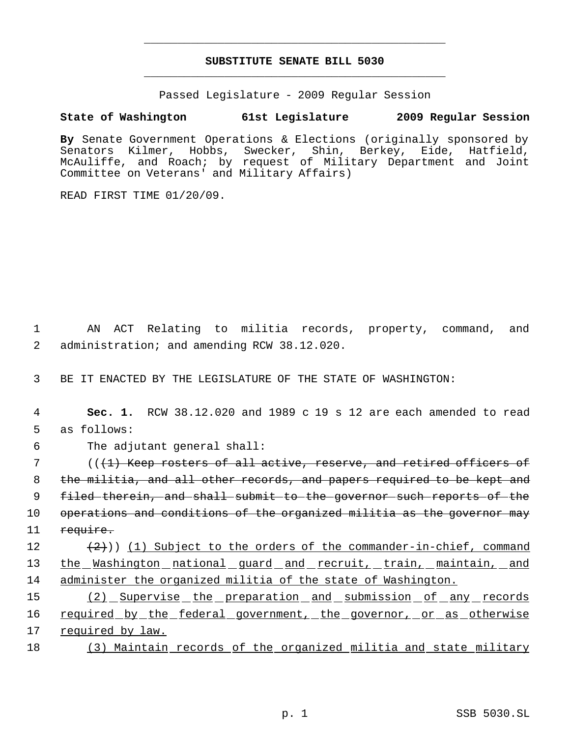**SUBSTITUTE SENATE BILL 5030**

Passed Legislature - 2009 Regular Session

**State of Washington 61st Legislature 2009 Regular Session**

**By** Senate Government Operations & Elections (originally sponsored by Senators Kilmer, Hobbs, Swecker, Shin, Berkey, Eide, Hatfield, McAuliffe, and Roach; by request of Military Department and Joint Committee on Veterans' and Military Affairs)

READ FIRST TIME 01/20/09.

1 AN ACT Relating to militia records, property, command, and
2 administration; and amending RCW 38.12.020.

3 BE IT ENACTED BY THE LEGISLATURE OF THE STATE OF WASHINGTON:

4 **Sec. 1.** RCW 38.12.020 and 1989 c 19 s 12 are each amended to read
5 as follows:

6 The adjutant general shall:

7 ((~~(1) Keep rosters of all active, reserve, and retired officers of~~
8 ~~the militia, and all other records, and papers required to be kept and~~
9 ~~filed therein, and shall submit to the governor such reports of the~~
10 ~~operations and conditions of the organized militia as the governor may~~
11 ~~require.~~

12 ~~(2)~~)) <u>(1) Subject to the orders of the commander-in-chief, command</u>
13 <u>the Washington national guard and recruit, train, maintain, and</u>
14 <u>administer the organized militia of the state of Washington.</u>

15 <u>(2) Supervise the preparation and submission of any records</u>
16 <u>required by the federal government, the governor, or as otherwise</u>
17 <u>required by law.</u>

18 <u>(3) Maintain records of the organized militia and state military</u>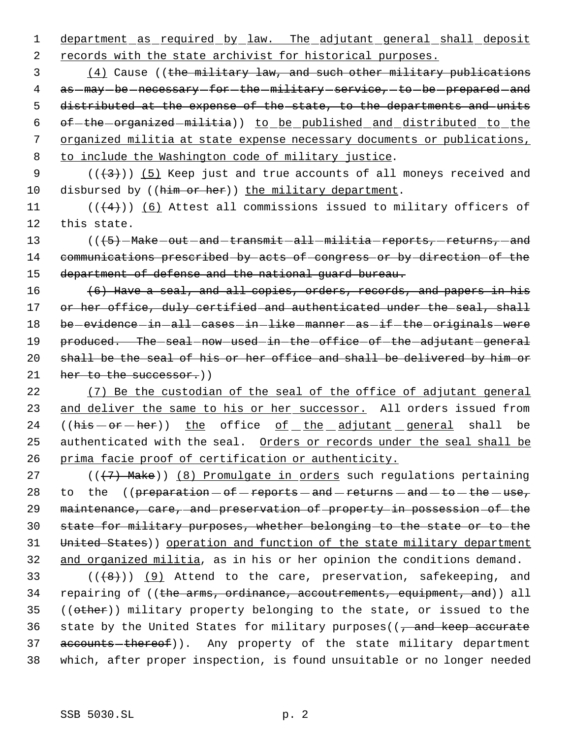department as required by law. The adjutant general shall deposit records with the state archivist for historical purposes.

(4) Cause ((the military law, and such other military publications as may be necessary for the military service, to be prepared and distributed at the expense of the state, to the departments and units of the organized militia)) to be published and distributed to the organized militia at state expense necessary documents or publications, to include the Washington code of military justice.

(((3))) (5) Keep just and true accounts of all moneys received and disbursed by ((him or her)) the military department.

(((4))) (6) Attest all commissions issued to military officers of this state.

(((5) Make out and transmit all militia reports, returns, and communications prescribed by acts of congress or by direction of the department of defense and the national guard bureau.

(6) Have a seal, and all copies, orders, records, and papers in his or her office, duly certified and authenticated under the seal, shall be evidence in all cases in like manner as if the originals were produced. The seal now used in the office of the adjutant general shall be the seal of his or her office and shall be delivered by him or her to the successor.))

(7) Be the custodian of the seal of the office of adjutant general and deliver the same to his or her successor. All orders issued from ((his or her)) the office of the adjutant general shall be authenticated with the seal. Orders or records under the seal shall be prima facie proof of certification or authenticity.

(((7) Make)) (8) Promulgate in orders such regulations pertaining to the ((preparation of reports and returns and to the use, maintenance, care, and preservation of property in possession of the state for military purposes, whether belonging to the state or to the United States)) operation and function of the state military department and organized militia, as in his or her opinion the conditions demand.

(((8))) (9) Attend to the care, preservation, safekeeping, and repairing of ((the arms, ordinance, accoutrements, equipment, and)) all ((other)) military property belonging to the state, or issued to the state by the United States for military purposes((, and keep accurate accounts thereof)). Any property of the state military department which, after proper inspection, is found unsuitable or no longer needed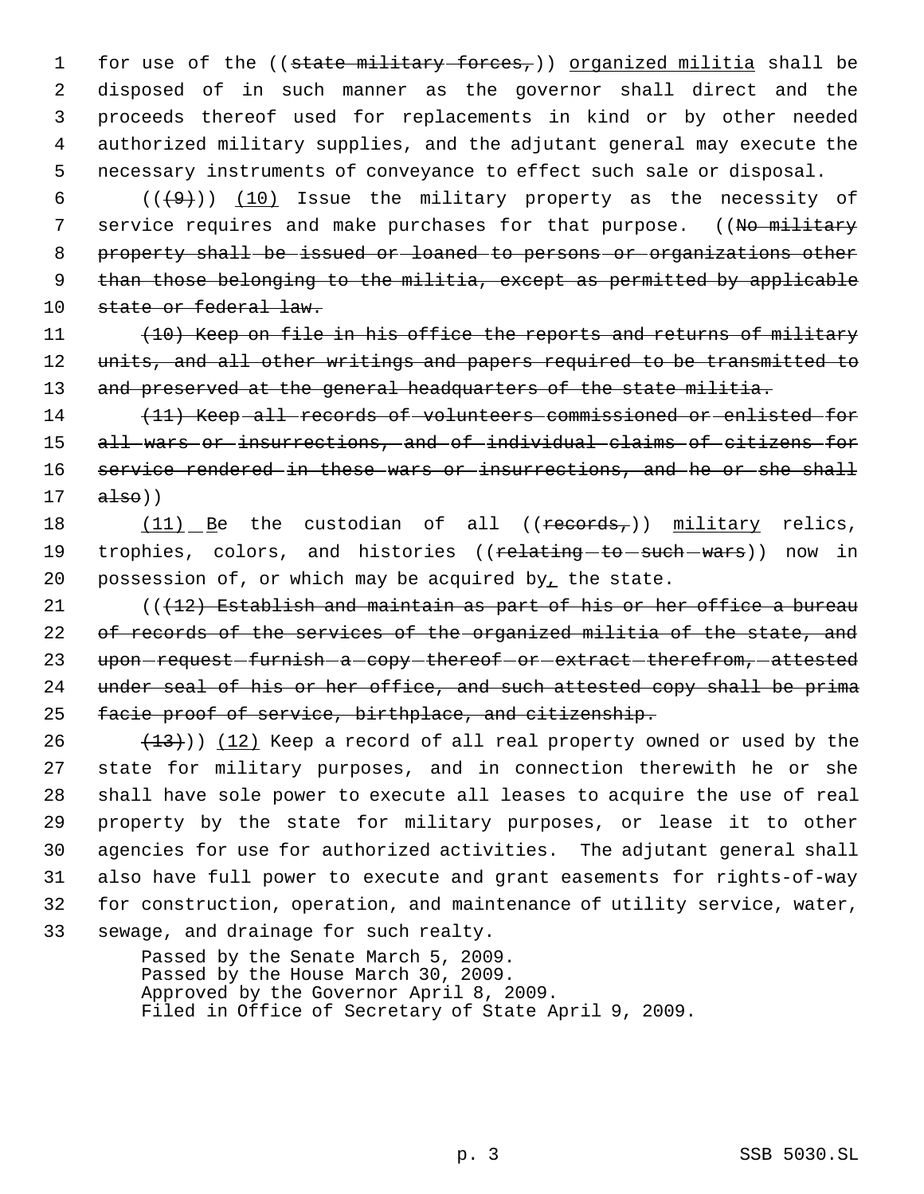for use of the ((~~state military forces,~~)) <u>organized militia</u> shall be disposed of in such manner as the governor shall direct and the proceeds thereof used for replacements in kind or by other needed authorized military supplies, and the adjutant general may execute the necessary instruments of conveyance to effect such sale or disposal.

((~~(9)~~)) <u>(10)</u> Issue the military property as the necessity of service requires and make purchases for that purpose. ((~~No military property shall be issued or loaned to persons or organizations other than those belonging to the militia, except as permitted by applicable state or federal law.~~

~~(10) Keep on file in his office the reports and returns of military units, and all other writings and papers required to be transmitted to and preserved at the general headquarters of the state militia.~~

~~(11) Keep all records of volunteers commissioned or enlisted for all wars or insurrections, and of individual claims of citizens for service rendered in these wars or insurrections, and he or she shall also~~))

<u>(11) B</u>e the custodian of all ((~~records,~~)) <u>military</u> relics, trophies, colors, and histories ((~~relating to such wars~~)) now in possession of, or which may be acquired by<u>,</u> the state.

((~~(12) Establish and maintain as part of his or her office a bureau of records of the services of the organized militia of the state, and upon request furnish a copy thereof or extract therefrom, attested under seal of his or her office, and such attested copy shall be prima facie proof of service, birthplace, and citizenship.~~

~~(13)~~)) <u>(12)</u> Keep a record of all real property owned or used by the state for military purposes, and in connection therewith he or she shall have sole power to execute all leases to acquire the use of real property by the state for military purposes, or lease it to other agencies for use for authorized activities. The adjutant general shall also have full power to execute and grant easements for rights-of-way for construction, operation, and maintenance of utility service, water, sewage, and drainage for such realty.

Passed by the Senate March 5, 2009.
Passed by the House March 30, 2009.
Approved by the Governor April 8, 2009.
Filed in Office of Secretary of State April 9, 2009.